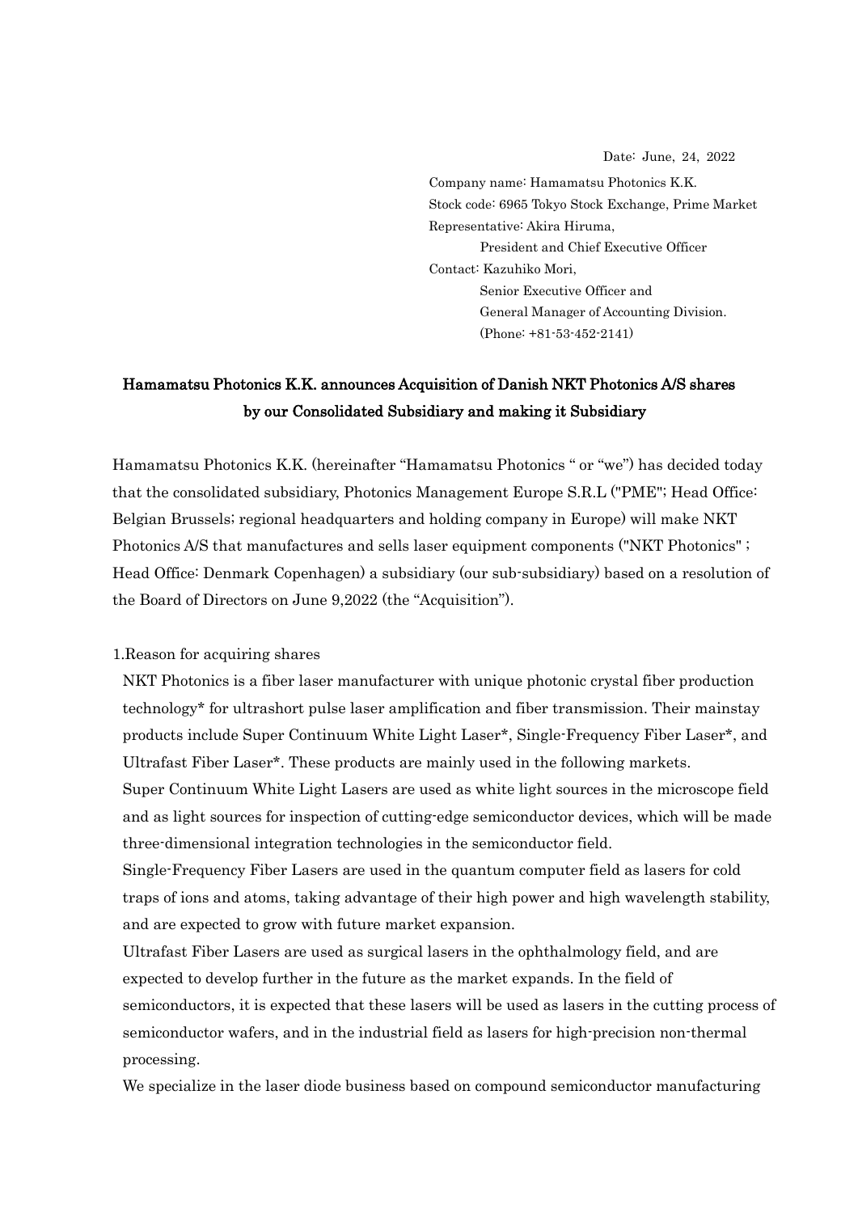Date: June, 24, 2022

Company name: Hamamatsu Photonics K.K.
Stock code: 6965 Tokyo Stock Exchange, Prime Market
Representative: Akira Hiruma,
President and Chief Executive Officer
Contact: Kazuhiko Mori,
Senior Executive Officer and
General Manager of Accounting Division.
(Phone: +81-53-452-2141)

# Hamamatsu Photonics K.K. announces Acquisition of Danish NKT Photonics A/S shares by our Consolidated Subsidiary and making it Subsidiary

Hamamatsu Photonics K.K. (hereinafter "Hamamatsu Photonics " or "we") has decided today that the consolidated subsidiary, Photonics Management Europe S.R.L ("PME"; Head Office: Belgian Brussels; regional headquarters and holding company in Europe) will make NKT Photonics A/S that manufactures and sells laser equipment components ("NKT Photonics" ; Head Office: Denmark Copenhagen) a subsidiary (our sub-subsidiary) based on a resolution of the Board of Directors on June 9,2022 (the "Acquisition").

## 1.Reason for acquiring shares

NKT Photonics is a fiber laser manufacturer with unique photonic crystal fiber production technology* for ultrashort pulse laser amplification and fiber transmission. Their mainstay products include Super Continuum White Light Laser*, Single-Frequency Fiber Laser*, and Ultrafast Fiber Laser*. These products are mainly used in the following markets.

Super Continuum White Light Lasers are used as white light sources in the microscope field and as light sources for inspection of cutting-edge semiconductor devices, which will be made three-dimensional integration technologies in the semiconductor field.

Single-Frequency Fiber Lasers are used in the quantum computer field as lasers for cold traps of ions and atoms, taking advantage of their high power and high wavelength stability, and are expected to grow with future market expansion.

Ultrafast Fiber Lasers are used as surgical lasers in the ophthalmology field, and are expected to develop further in the future as the market expands. In the field of semiconductors, it is expected that these lasers will be used as lasers in the cutting process of semiconductor wafers, and in the industrial field as lasers for high-precision non-thermal processing.

We specialize in the laser diode business based on compound semiconductor manufacturing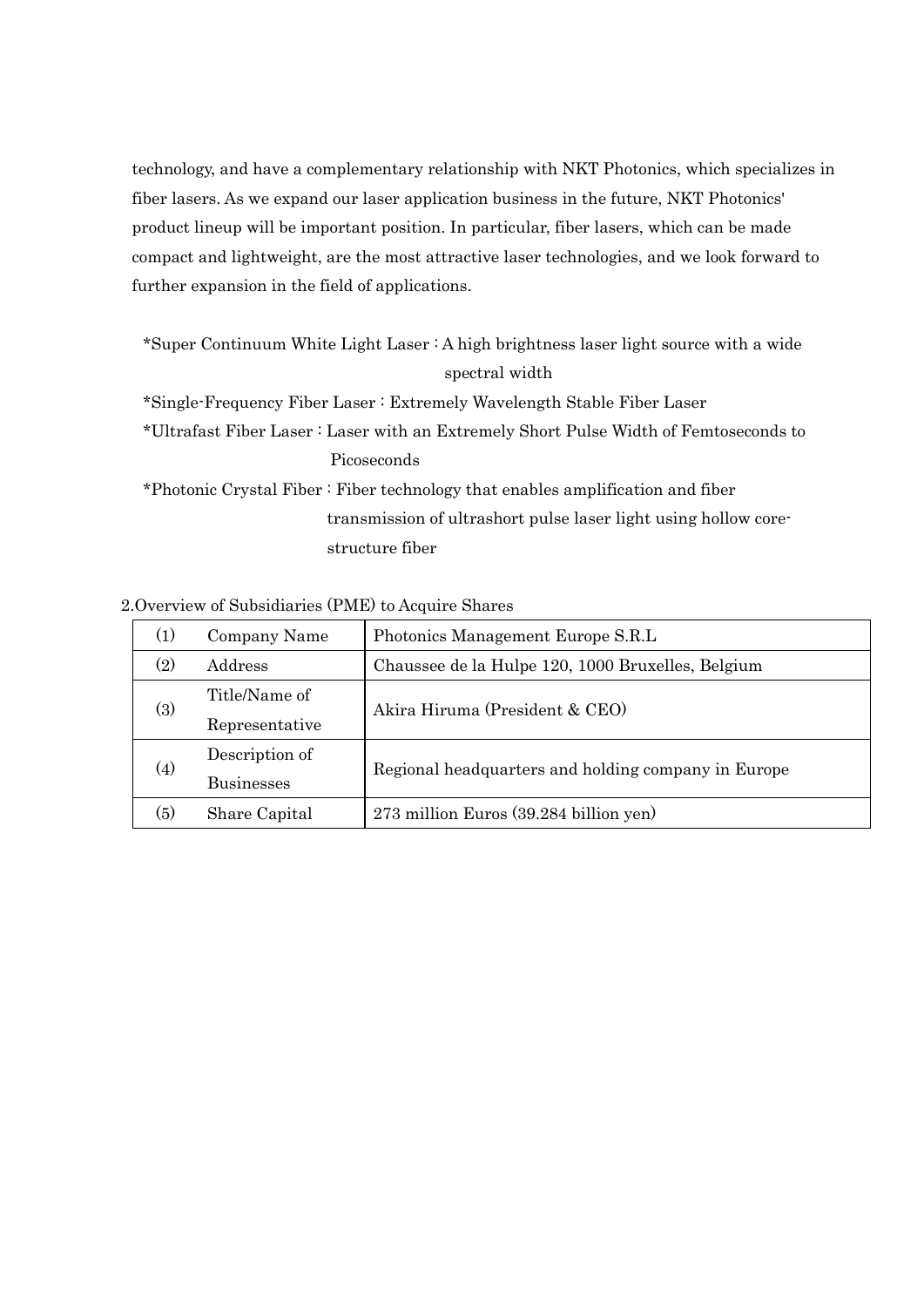technology, and have a complementary relationship with NKT Photonics, which specializes in fiber lasers. As we expand our laser application business in the future, NKT Photonics' product lineup will be important position. In particular, fiber lasers, which can be made compact and lightweight, are the most attractive laser technologies, and we look forward to further expansion in the field of applications.

*Super Continuum White Light Laser : A high brightness laser light source with a wide spectral width

*Single-Frequency Fiber Laser : Extremely Wavelength Stable Fiber Laser

*Ultrafast Fiber Laser : Laser with an Extremely Short Pulse Width of Femtoseconds to Picoseconds

*Photonic Crystal Fiber : Fiber technology that enables amplification and fiber transmission of ultrashort pulse laser light using hollow core-structure fiber

2.Overview of Subsidiaries (PME) to Acquire Shares

| | | |
|---|---|---|
| (1) | Company Name | Photonics Management Europe S.R.L |
| (2) | Address | Chaussee de la Hulpe 120, 1000 Bruxelles, Belgium |
| (3) | Title/Name of Representative | Akira Hiruma (President & CEO) |
| (4) | Description of Businesses | Regional headquarters and holding company in Europe |
| (5) | Share Capital | 273 million Euros (39.284 billion yen) |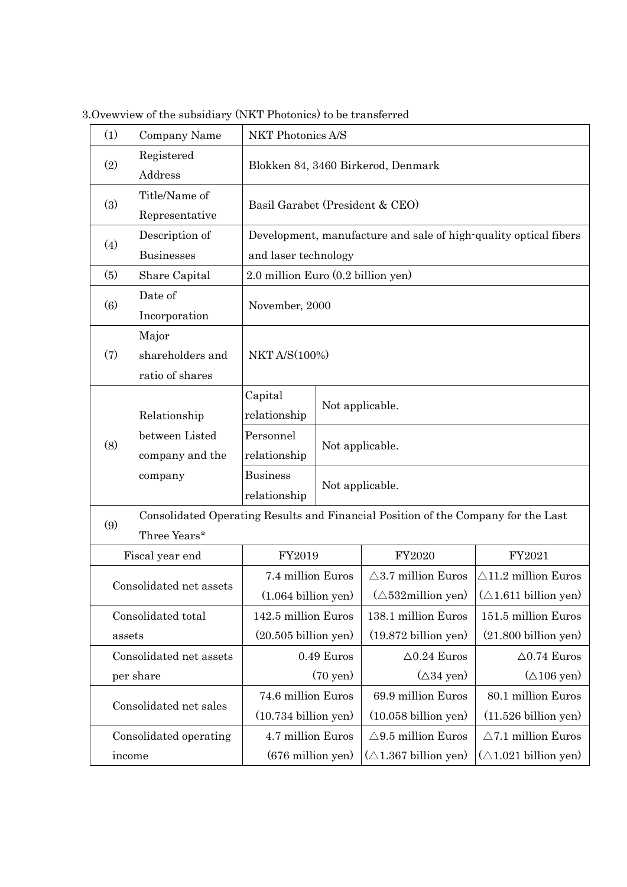3.Ovewview of the subsidiary (NKT Photonics) to be transferred

| (1) | Company Name | NKT Photonics A/S | | |
|---|---|---|---|---|
| (2) | Registered Address | Blokken 84, 3460 Birkerod, Denmark | | |
| (3) | Title/Name of Representative | Basil Garabet (President & CEO) | | |
| (4) | Description of Businesses | Development, manufacture and sale of high-quality optical fibers and laser technology | | |
| (5) | Share Capital | 2.0 million Euro (0.2 billion yen) | | |
| (6) | Date of Incorporation | November, 2000 | | |
| (7) | Major shareholders and ratio of shares | NKT A/S(100%) | | |
| (8) | Relationship between Listed company and the company | Capital relationship | Not applicable. | |
| | | Personnel relationship | Not applicable. | |
| | | Business relationship | Not applicable. | |
| (9) | Consolidated Operating Results and Financial Position of the Company for the Last Three Years* | | | |
| Fiscal year end | | FY2019 | FY2020 | FY2021 |
| Consolidated net assets | | 7.4 million Euros (1.064 billion yen) | △3.7 million Euros (△532million yen) | △11.2 million Euros (△1.611 billion yen) |
| Consolidated total assets | | 142.5 million Euros (20.505 billion yen) | 138.1 million Euros (19.872 billion yen) | 151.5 million Euros (21.800 billion yen) |
| Consolidated net assets per share | | 0.49 Euros (70 yen) | △0.24 Euros (△34 yen) | △0.74 Euros (△106 yen) |
| Consolidated net sales | | 74.6 million Euros (10.734 billion yen) | 69.9 million Euros (10.058 billion yen) | 80.1 million Euros (11.526 billion yen) |
| Consolidated operating income | | 4.7 million Euros (676 million yen) | △9.5 million Euros (△1.367 billion yen) | △7.1 million Euros (△1.021 billion yen) |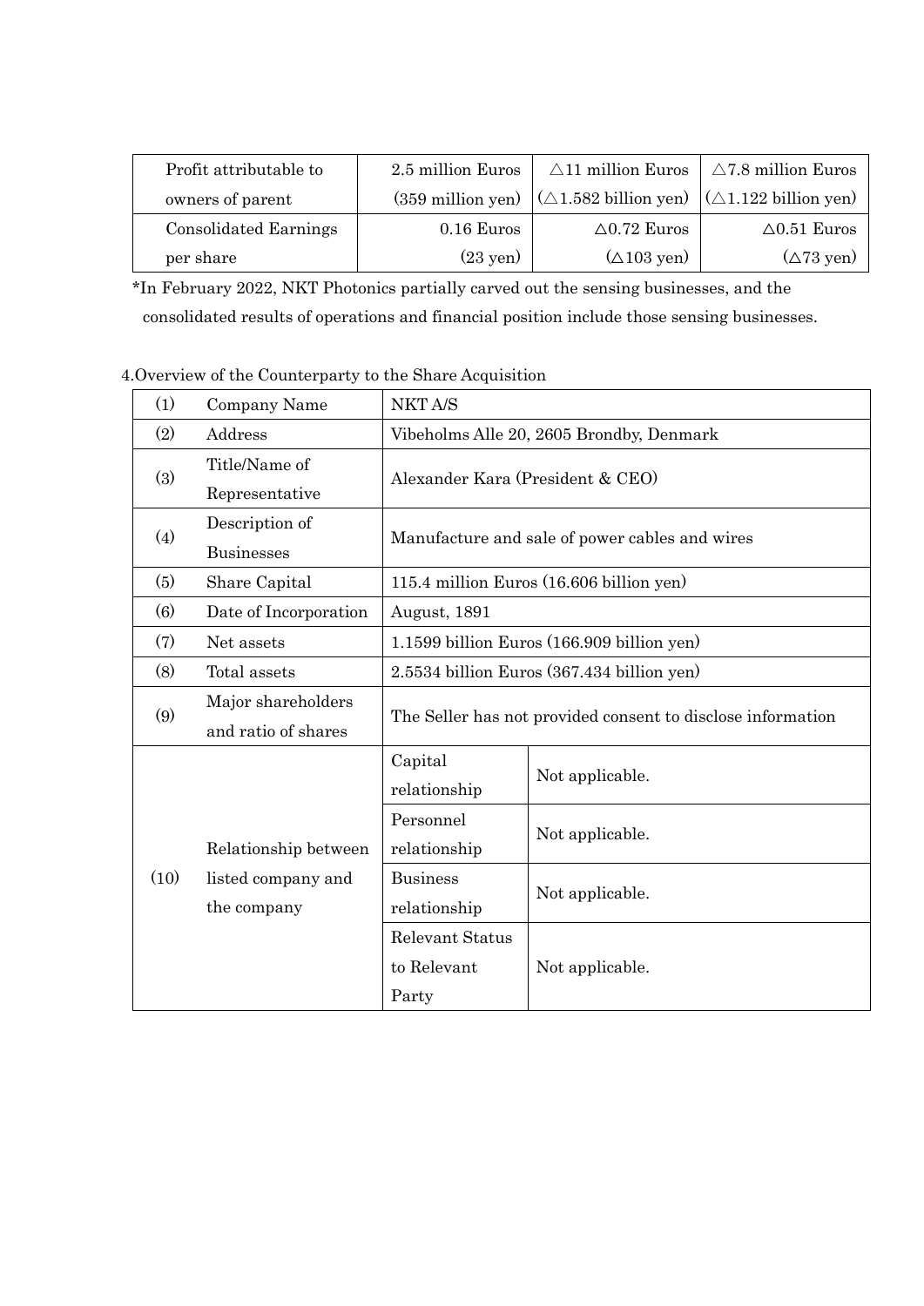| Profit attributable to owners of parent | 2.5 million Euros (359 million yen) | △11 million Euros (△1.582 billion yen) | △7.8 million Euros (△1.122 billion yen) |
| --- | --- | --- | --- |
| Consolidated Earnings per share | 0.16 Euros (23 yen) | △0.72 Euros (△103 yen) | △0.51 Euros (△73 yen) |

*In February 2022, NKT Photonics partially carved out the sensing businesses, and the consolidated results of operations and financial position include those sensing businesses.

4.Overview of the Counterparty to the Share Acquisition

| (1) | Company Name | NKT A/S | |
| --- | --- | --- | --- |
| (2) | Address | Vibeholms Alle 20, 2605 Brondby, Denmark | |
| (3) | Title/Name of Representative | Alexander Kara (President & CEO) | |
| (4) | Description of Businesses | Manufacture and sale of power cables and wires | |
| (5) | Share Capital | 115.4 million Euros (16.606 billion yen) | |
| (6) | Date of Incorporation | August, 1891 | |
| (7) | Net assets | 1.1599 billion Euros (166.909 billion yen) | |
| (8) | Total assets | 2.5534 billion Euros (367.434 billion yen) | |
| (9) | Major shareholders and ratio of shares | The Seller has not provided consent to disclose information | |
| (10) | Relationship between listed company and the company | Capital relationship | Not applicable. |
| | | Personnel relationship | Not applicable. |
| | | Business relationship | Not applicable. |
| | | Relevant Status to Relevant Party | Not applicable. |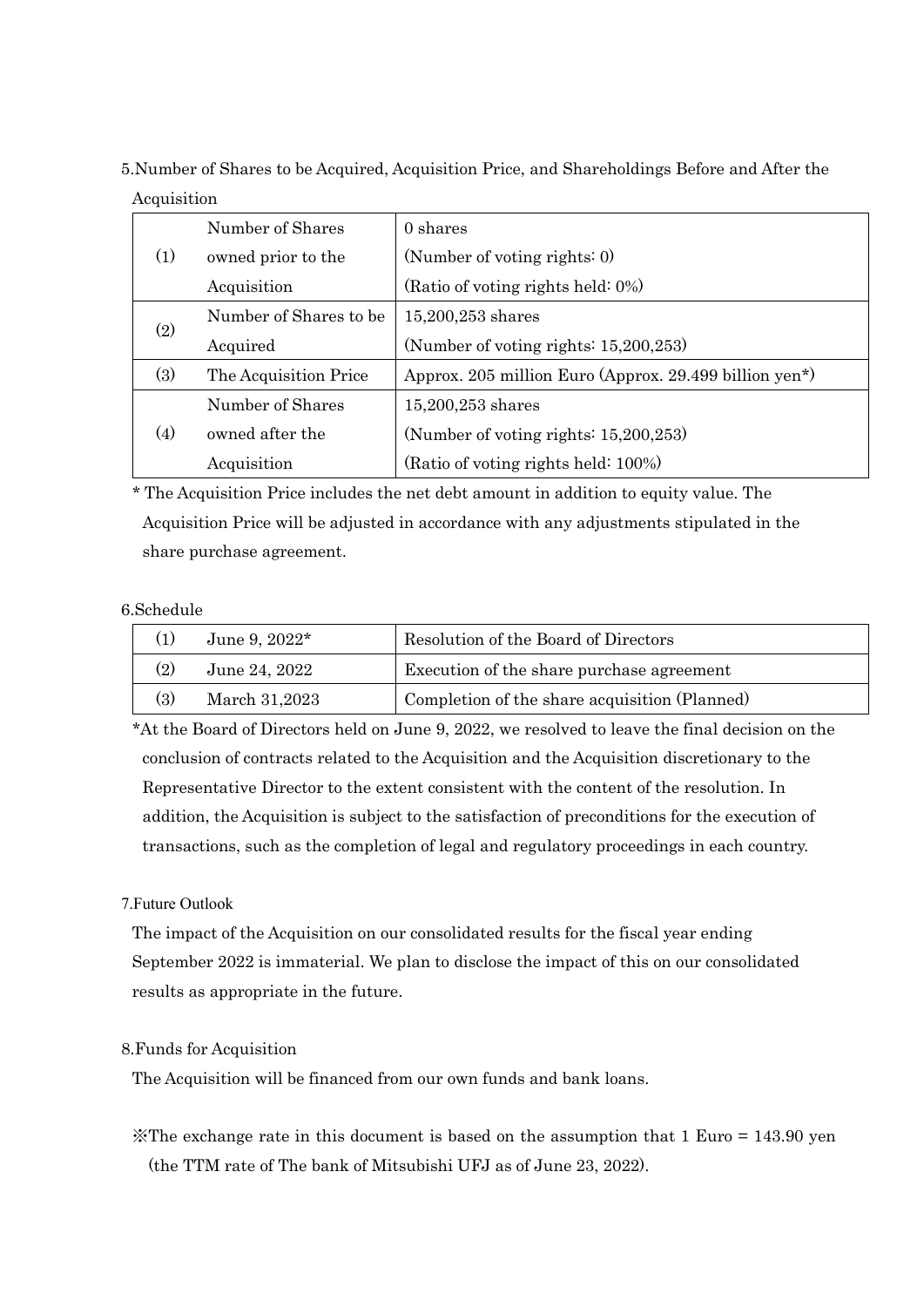5.Number of Shares to be Acquired, Acquisition Price, and Shareholdings Before and After the Acquisition

| | | |
|---|---|---|
| (1) | Number of Shares owned prior to the Acquisition | 0 shares<br>(Number of voting rights: 0)<br>(Ratio of voting rights held: 0%) |
| (2) | Number of Shares to be Acquired | 15,200,253 shares<br>(Number of voting rights: 15,200,253) |
| (3) | The Acquisition Price | Approx. 205 million Euro (Approx. 29.499 billion yen*) |
| (4) | Number of Shares owned after the Acquisition | 15,200,253 shares<br>(Number of voting rights: 15,200,253)<br>(Ratio of voting rights held: 100%) |

* The Acquisition Price includes the net debt amount in addition to equity value. The Acquisition Price will be adjusted in accordance with any adjustments stipulated in the share purchase agreement.

6.Schedule

| | | |
|---|---|---|
| (1) | June 9, 2022* | Resolution of the Board of Directors |
| (2) | June 24, 2022 | Execution of the share purchase agreement |
| (3) | March 31,2023 | Completion of the share acquisition (Planned) |

*At the Board of Directors held on June 9, 2022, we resolved to leave the final decision on the conclusion of contracts related to the Acquisition and the Acquisition discretionary to the Representative Director to the extent consistent with the content of the resolution. In addition, the Acquisition is subject to the satisfaction of preconditions for the execution of transactions, such as the completion of legal and regulatory proceedings in each country.

7.Future Outlook

The impact of the Acquisition on our consolidated results for the fiscal year ending September 2022 is immaterial. We plan to disclose the impact of this on our consolidated results as appropriate in the future.

8.Funds for Acquisition

The Acquisition will be financed from our own funds and bank loans.

※The exchange rate in this document is based on the assumption that 1 Euro = 143.90 yen (the TTM rate of The bank of Mitsubishi UFJ as of June 23, 2022).